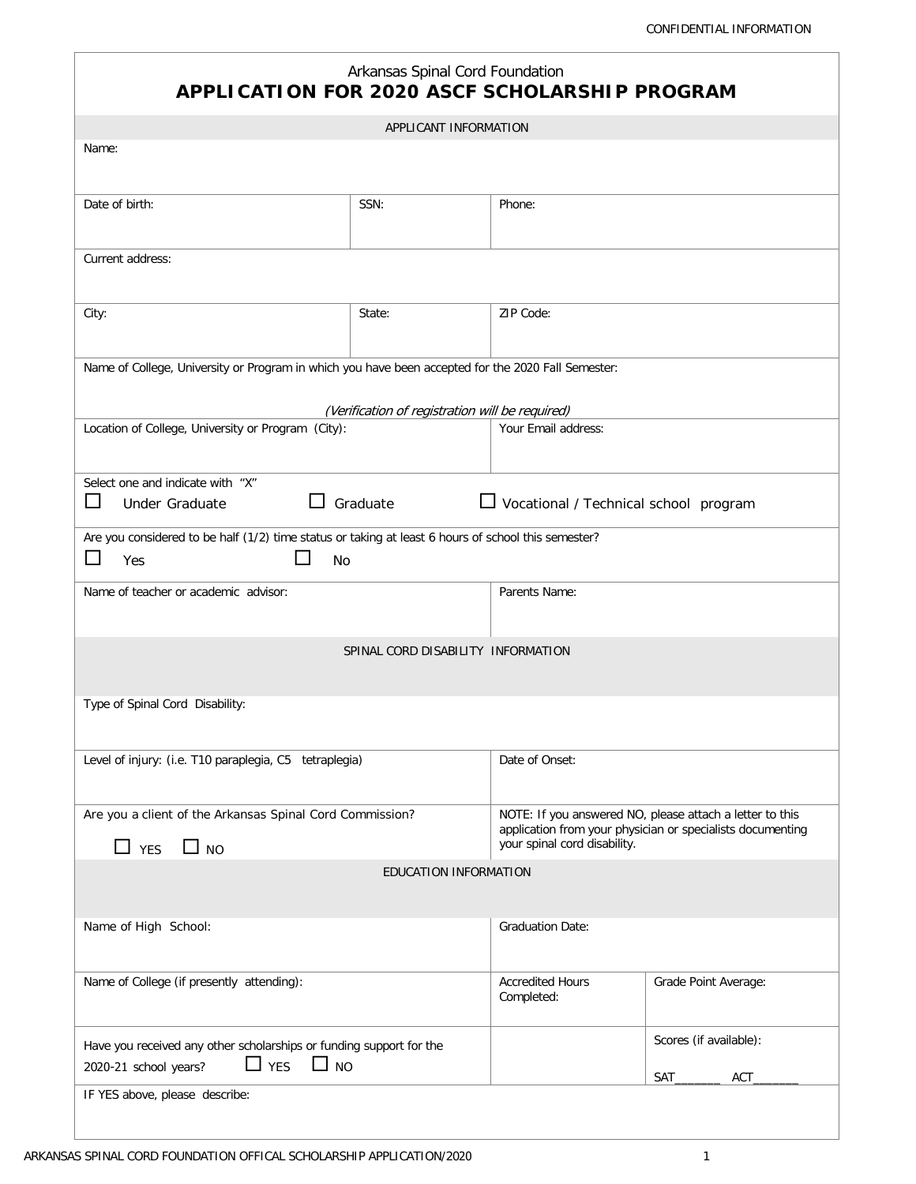CONFIDENTIAL INFORMATION

Arkansas Spinal Cord Foundation

# APPLICATION FOR 2020 ASCF SCHOLARSHIP PROGRAM

## APPLICANT INFORMATION

Name:

| | | |
|---|---|---|
| Date of birth: | SSN: | Phone: |

Current address:

| | | |
|---|---|---|
| City: | State: | ZIP Code: |

Name of College, University or Program in which you have been accepted for the 2020 Fall Semester:

*(Verification of registration will be required)*

| | |
|---|---|
| Location of College, University or Program (City): | Your Email address: |

Select one and indicate with "X"

☐ Under Graduate ☐ Graduate ☐ Vocational / Technical school program

Are you considered to be half (1/2) time status or taking at least 6 hours of school this semester?

☐ Yes ☐ No

| | |
|---|---|
| Name of teacher or academic advisor: | Parents Name: |

## SPINAL CORD DISABILITY INFORMATION

Type of Spinal Cord Disability:

| | |
|---|---|
| Level of injury: (i.e. T10 paraplegia, C5 tetraplegia) | Date of Onset: |
| Are you a client of the Arkansas Spinal Cord Commission? ☐ YES ☐ NO | NOTE: If you answered NO, please attach a letter to this application from your physician or specialists documenting your spinal cord disability. |

## EDUCATION INFORMATION

| | | |
|---|---|---|
| Name of High School: | Graduation Date: | |
| Name of College (if presently attending): | Accredited Hours Completed: | Grade Point Average: |
| Have you received any other scholarships or funding support for the 2020-21 school years? ☐ YES ☐ NO | | Scores (if available): SAT______ ACT______ |

IF YES above, please describe: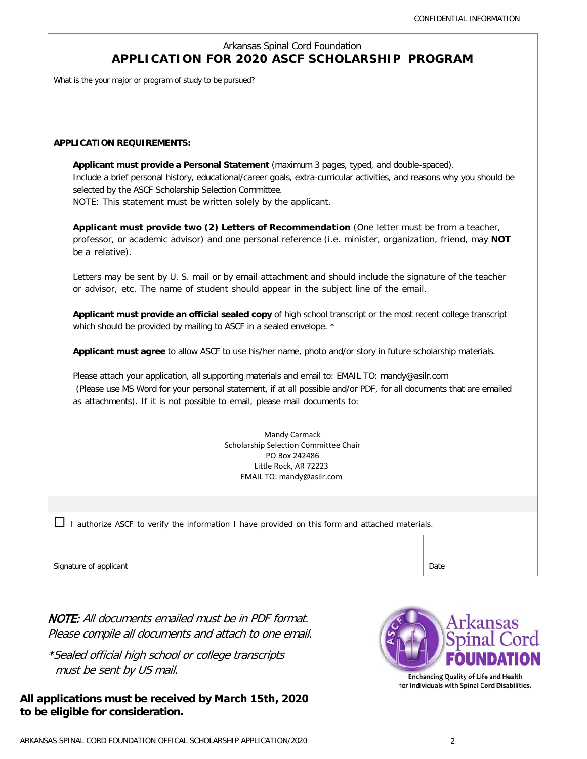CONFIDENTIAL INFORMATION

Arkansas Spinal Cord Foundation

# APPLICATION FOR 2020 ASCF SCHOLARSHIP PROGRAM

What is the your major or program of study to be pursued?

**APPLICATION REQUIREMENTS:**

**Applicant must provide a Personal Statement** (maximum 3 pages, typed, and double-spaced). Include a brief personal history, educational/career goals, extra-curricular activities, and reasons why you should be selected by the ASCF Scholarship Selection Committee.
NOTE: This statement must be written solely by the applicant.

**Applicant must provide two (2) Letters of Recommendation** (One letter must be from a teacher, professor, or academic advisor) and one personal reference (i.e. minister, organization, friend, may **NOT** be a relative).

Letters may be sent by U. S. mail or by email attachment and should include the signature of the teacher or advisor, etc. The name of student should appear in the subject line of the email.

**Applicant must provide an official sealed copy** of high school transcript or the most recent college transcript which should be provided by mailing to ASCF in a sealed envelope. *

**Applicant must agree** to allow ASCF to use his/her name, photo and/or story in future scholarship materials.

Please attach your application, all supporting materials and email to: EMAIL TO: mandy@asilr.com
(Please use MS Word for your personal statement, if at all possible and/or PDF, for all documents that are emailed as attachments). If it is not possible to email, please mail documents to:

Mandy Carmack
Scholarship Selection Committee Chair
PO Box 242486
Little Rock, AR 72223
EMAIL TO: mandy@asilr.com

☐ I authorize ASCF to verify the information I have provided on this form and attached materials.

| | |
|---|---|
| Signature of applicant | Date |

*NOTE: All documents emailed must be in PDF format. Please compile all documents and attach to one email.*

*\*Sealed official high school or college transcripts must be sent by US mail.*

**All applications must be received by March 15th, 2020 to be eligible for consideration.**

Arkansas Spinal Cord FOUNDATION

Enchancing Quality of Life and Health for Individuals with Spinal Cord Disabilities.

ARKANSAS SPINAL CORD FOUNDATION OFFICAL SCHOLARSHIP APPLICATION/2020